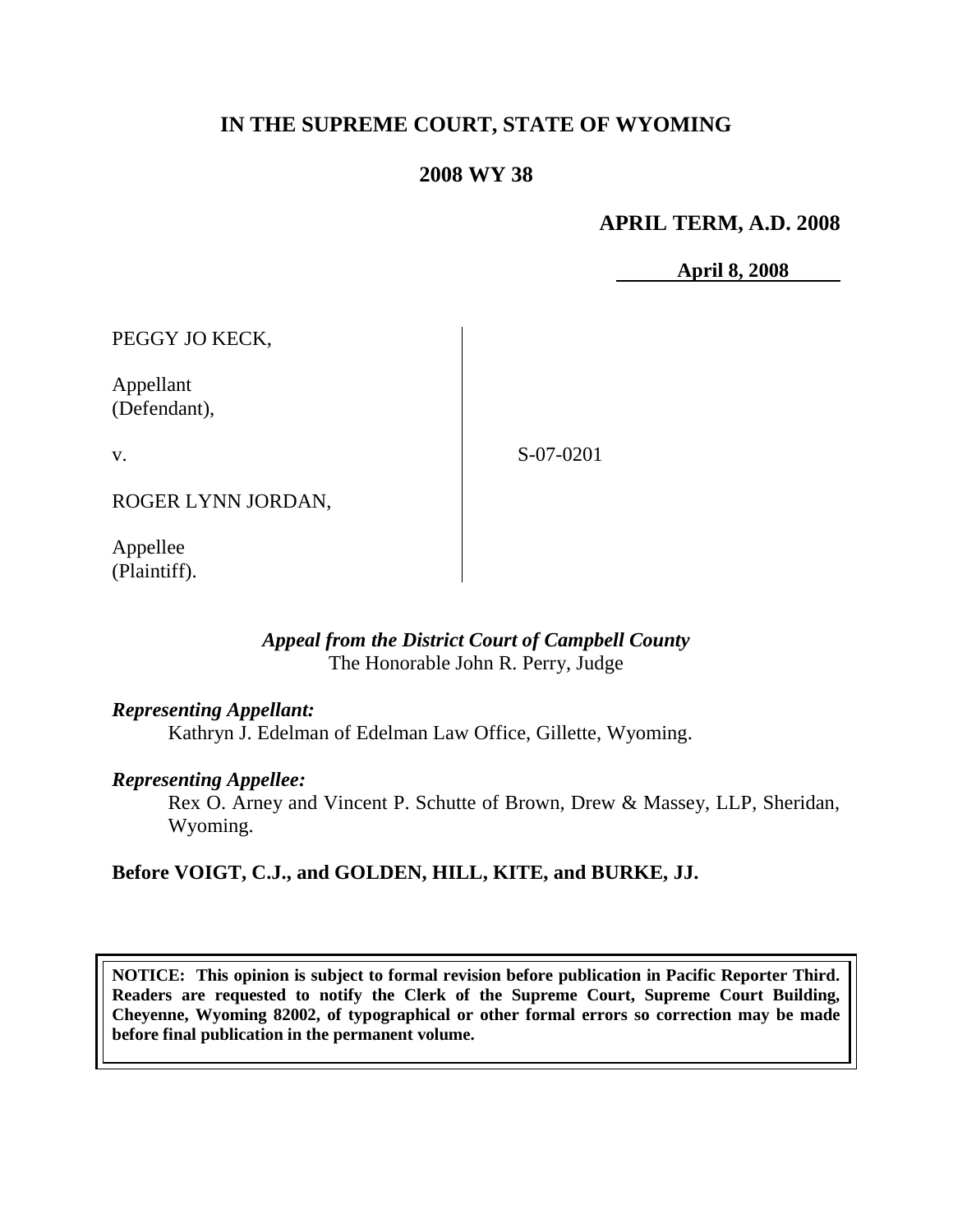# IN THE SUPREME COURT, STATE OF WYOMING

## 2008 WY 38

**APRIL TERM, A.D. 2008**

**April 8, 2008**

| | |
|---|---|
| PEGGY JO KECK,<br><br>Appellant<br>(Defendant),<br><br>v.<br><br>ROGER LYNN JORDAN,<br><br>Appellee<br>(Plaintiff). | S-07-0201 |

***Appeal from the District Court of Campbell County***
The Honorable John R. Perry, Judge

***Representing Appellant:***
Kathryn J. Edelman of Edelman Law Office, Gillette, Wyoming.

***Representing Appellee:***
Rex O. Arney and Vincent P. Schutte of Brown, Drew & Massey, LLP, Sheridan, Wyoming.

**Before VOIGT, C.J., and GOLDEN, HILL, KITE, and BURKE, JJ.**

**NOTICE: This opinion is subject to formal revision before publication in Pacific Reporter Third. Readers are requested to notify the Clerk of the Supreme Court, Supreme Court Building, Cheyenne, Wyoming 82002, of typographical or other formal errors so correction may be made before final publication in the permanent volume.**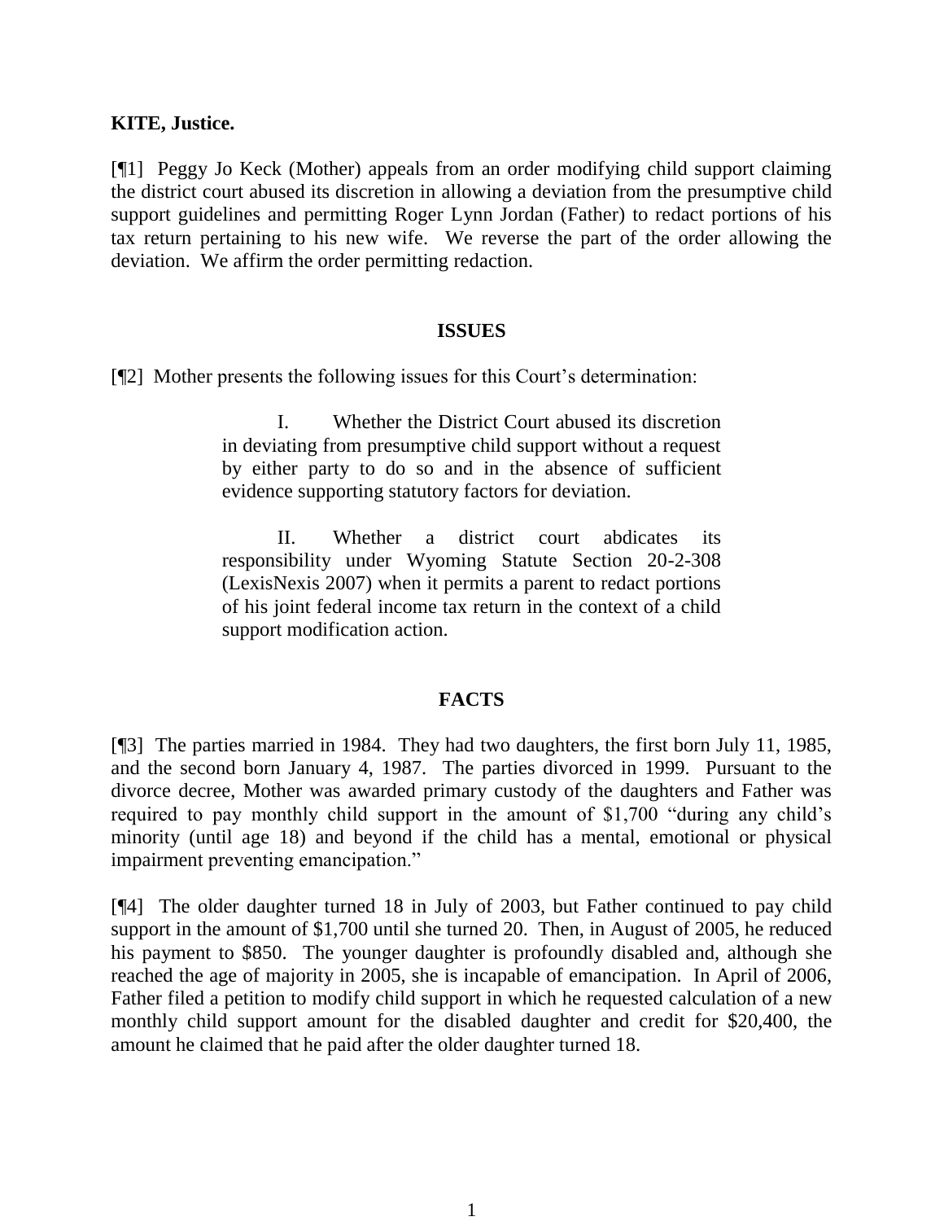**KITE, Justice.**

[¶1] Peggy Jo Keck (Mother) appeals from an order modifying child support claiming the district court abused its discretion in allowing a deviation from the presumptive child support guidelines and permitting Roger Lynn Jordan (Father) to redact portions of his tax return pertaining to his new wife. We reverse the part of the order allowing the deviation. We affirm the order permitting redaction.

## ISSUES

[¶2] Mother presents the following issues for this Court's determination:

> I. Whether the District Court abused its discretion in deviating from presumptive child support without a request by either party to do so and in the absence of sufficient evidence supporting statutory factors for deviation.
>
> II. Whether a district court abdicates its responsibility under Wyoming Statute Section 20-2-308 (LexisNexis 2007) when it permits a parent to redact portions of his joint federal income tax return in the context of a child support modification action.

## FACTS

[¶3] The parties married in 1984. They had two daughters, the first born July 11, 1985, and the second born January 4, 1987. The parties divorced in 1999. Pursuant to the divorce decree, Mother was awarded primary custody of the daughters and Father was required to pay monthly child support in the amount of $1,700 "during any child's minority (until age 18) and beyond if the child has a mental, emotional or physical impairment preventing emancipation."

[¶4] The older daughter turned 18 in July of 2003, but Father continued to pay child support in the amount of $1,700 until she turned 20. Then, in August of 2005, he reduced his payment to $850. The younger daughter is profoundly disabled and, although she reached the age of majority in 2005, she is incapable of emancipation. In April of 2006, Father filed a petition to modify child support in which he requested calculation of a new monthly child support amount for the disabled daughter and credit for $20,400, the amount he claimed that he paid after the older daughter turned 18.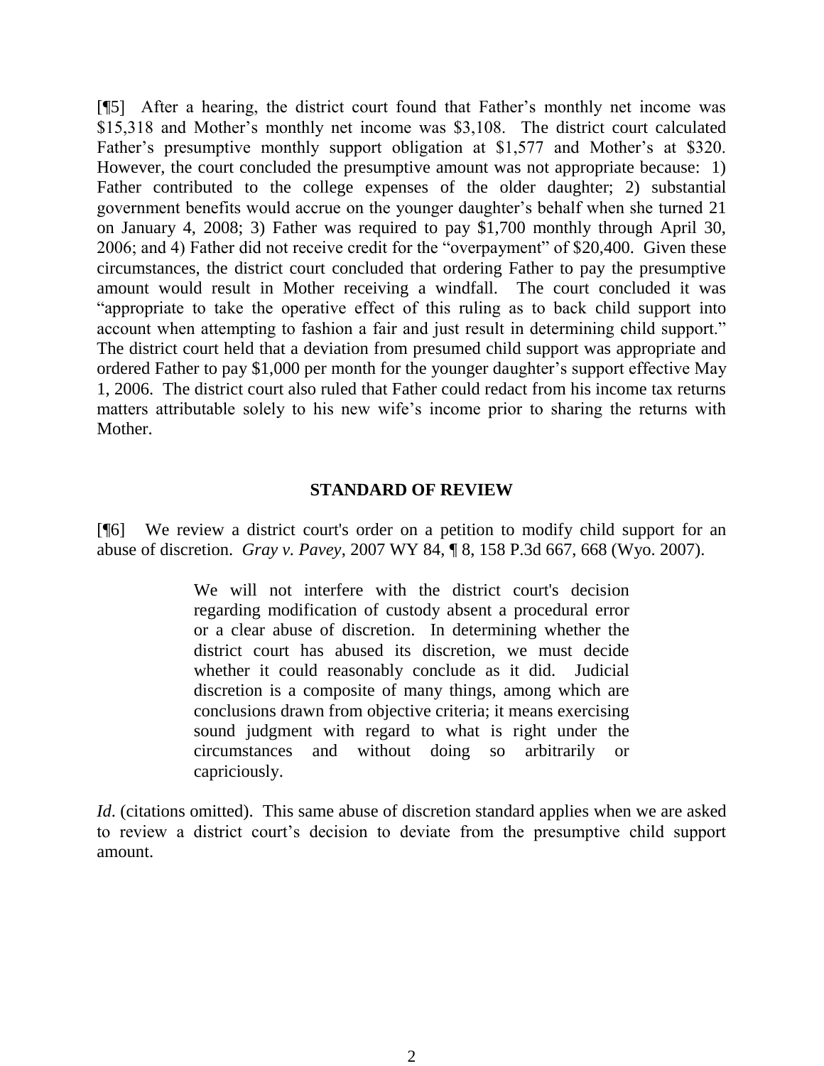[¶5] After a hearing, the district court found that Father's monthly net income was $15,318 and Mother's monthly net income was $3,108. The district court calculated Father's presumptive monthly support obligation at $1,577 and Mother's at $320. However, the court concluded the presumptive amount was not appropriate because: 1) Father contributed to the college expenses of the older daughter; 2) substantial government benefits would accrue on the younger daughter's behalf when she turned 21 on January 4, 2008; 3) Father was required to pay $1,700 monthly through April 30, 2006; and 4) Father did not receive credit for the "overpayment" of $20,400. Given these circumstances, the district court concluded that ordering Father to pay the presumptive amount would result in Mother receiving a windfall. The court concluded it was "appropriate to take the operative effect of this ruling as to back child support into account when attempting to fashion a fair and just result in determining child support." The district court held that a deviation from presumed child support was appropriate and ordered Father to pay $1,000 per month for the younger daughter's support effective May 1, 2006. The district court also ruled that Father could redact from his income tax returns matters attributable solely to his new wife's income prior to sharing the returns with Mother.

**STANDARD OF REVIEW**

[¶6] We review a district court's order on a petition to modify child support for an abuse of discretion. *Gray v. Pavey*, 2007 WY 84, ¶ 8, 158 P.3d 667, 668 (Wyo. 2007).

> We will not interfere with the district court's decision regarding modification of custody absent a procedural error or a clear abuse of discretion. In determining whether the district court has abused its discretion, we must decide whether it could reasonably conclude as it did. Judicial discretion is a composite of many things, among which are conclusions drawn from objective criteria; it means exercising sound judgment with regard to what is right under the circumstances and without doing so arbitrarily or capriciously.

*Id*. (citations omitted). This same abuse of discretion standard applies when we are asked to review a district court's decision to deviate from the presumptive child support amount.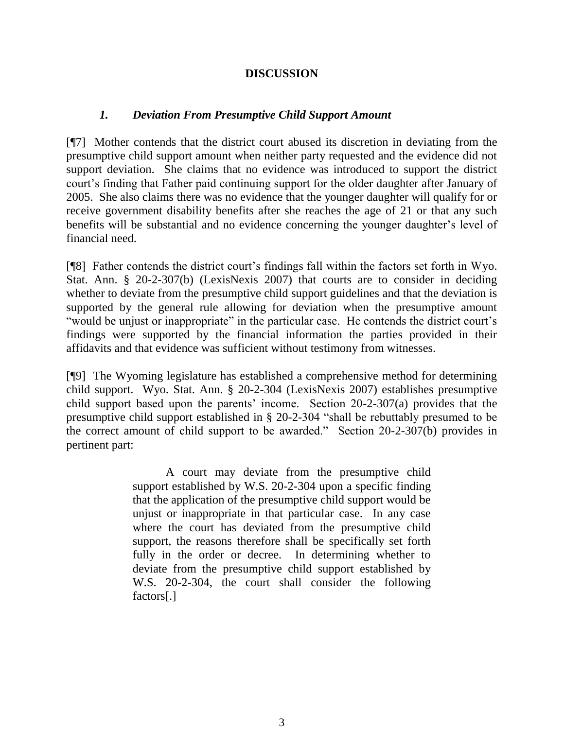## DISCUSSION

### *1. Deviation From Presumptive Child Support Amount*

[¶7] Mother contends that the district court abused its discretion in deviating from the presumptive child support amount when neither party requested and the evidence did not support deviation. She claims that no evidence was introduced to support the district court's finding that Father paid continuing support for the older daughter after January of 2005. She also claims there was no evidence that the younger daughter will qualify for or receive government disability benefits after she reaches the age of 21 or that any such benefits will be substantial and no evidence concerning the younger daughter's level of financial need.

[¶8] Father contends the district court's findings fall within the factors set forth in Wyo. Stat. Ann. § 20-2-307(b) (LexisNexis 2007) that courts are to consider in deciding whether to deviate from the presumptive child support guidelines and that the deviation is supported by the general rule allowing for deviation when the presumptive amount "would be unjust or inappropriate" in the particular case. He contends the district court's findings were supported by the financial information the parties provided in their affidavits and that evidence was sufficient without testimony from witnesses.

[¶9] The Wyoming legislature has established a comprehensive method for determining child support. Wyo. Stat. Ann. § 20-2-304 (LexisNexis 2007) establishes presumptive child support based upon the parents' income. Section 20-2-307(a) provides that the presumptive child support established in § 20-2-304 "shall be rebuttably presumed to be the correct amount of child support to be awarded." Section 20-2-307(b) provides in pertinent part:

> A court may deviate from the presumptive child support established by W.S. 20-2-304 upon a specific finding that the application of the presumptive child support would be unjust or inappropriate in that particular case. In any case where the court has deviated from the presumptive child support, the reasons therefore shall be specifically set forth fully in the order or decree. In determining whether to deviate from the presumptive child support established by W.S. 20-2-304, the court shall consider the following factors[.]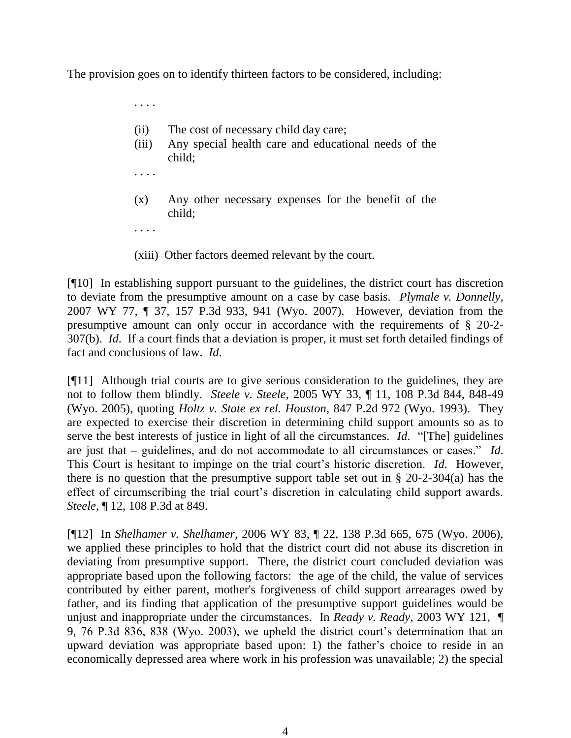The provision goes on to identify thirteen factors to be considered, including:

> . . . .
>
> (ii) The cost of necessary child day care;
>
> (iii) Any special health care and educational needs of the child;
>
> . . . .
>
> (x) Any other necessary expenses for the benefit of the child;
>
> . . . .
>
> (xiii) Other factors deemed relevant by the court.

[¶10] In establishing support pursuant to the guidelines, the district court has discretion to deviate from the presumptive amount on a case by case basis. *Plymale v. Donnelly*, 2007 WY 77, ¶ 37, 157 P.3d 933, 941 (Wyo. 2007). However, deviation from the presumptive amount can only occur in accordance with the requirements of § 20-2-307(b). *Id*. If a court finds that a deviation is proper, it must set forth detailed findings of fact and conclusions of law. *Id*.

[¶11] Although trial courts are to give serious consideration to the guidelines, they are not to follow them blindly. *Steele v. Steele*, 2005 WY 33, ¶ 11, 108 P.3d 844, 848-49 (Wyo. 2005), quoting *Holtz v. State ex rel. Houston*, 847 P.2d 972 (Wyo. 1993). They are expected to exercise their discretion in determining child support amounts so as to serve the best interests of justice in light of all the circumstances. *Id*. "[The] guidelines are just that – guidelines, and do not accommodate to all circumstances or cases." *Id*. This Court is hesitant to impinge on the trial court's historic discretion. *Id*. However, there is no question that the presumptive support table set out in § 20-2-304(a) has the effect of circumscribing the trial court's discretion in calculating child support awards. *Steele*, ¶ 12, 108 P.3d at 849.

[¶12] In *Shelhamer v. Shelhamer*, 2006 WY 83, ¶ 22, 138 P.3d 665, 675 (Wyo. 2006), we applied these principles to hold that the district court did not abuse its discretion in deviating from presumptive support. There, the district court concluded deviation was appropriate based upon the following factors: the age of the child, the value of services contributed by either parent, mother's forgiveness of child support arrearages owed by father, and its finding that application of the presumptive support guidelines would be unjust and inappropriate under the circumstances. In *Ready v. Ready*, 2003 WY 121, ¶ 9, 76 P.3d 836, 838 (Wyo. 2003), we upheld the district court's determination that an upward deviation was appropriate based upon: 1) the father's choice to reside in an economically depressed area where work in his profession was unavailable; 2) the special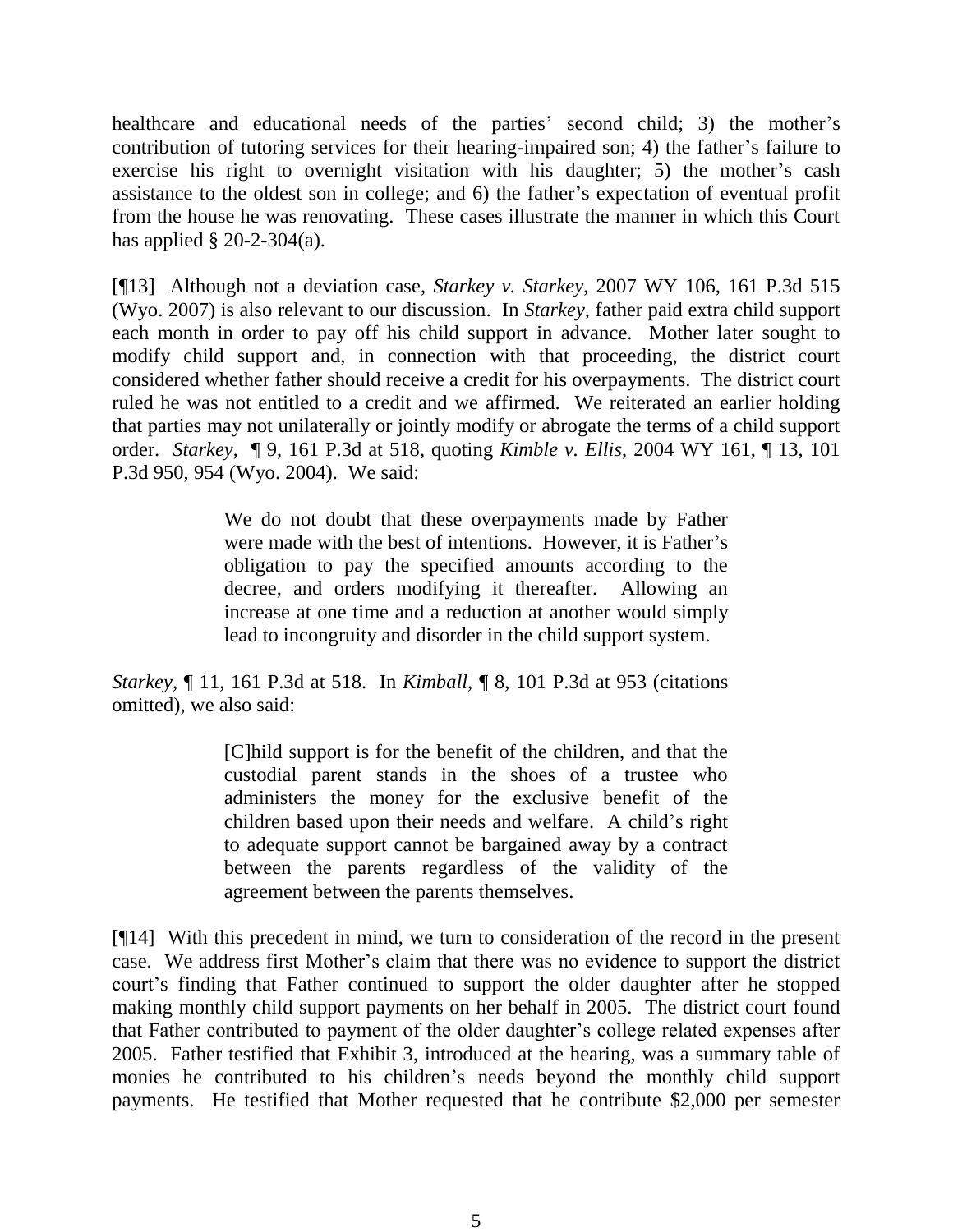healthcare and educational needs of the parties' second child; 3) the mother's contribution of tutoring services for their hearing-impaired son; 4) the father's failure to exercise his right to overnight visitation with his daughter; 5) the mother's cash assistance to the oldest son in college; and 6) the father's expectation of eventual profit from the house he was renovating. These cases illustrate the manner in which this Court has applied § 20-2-304(a).

[¶13] Although not a deviation case, *Starkey v. Starkey*, 2007 WY 106, 161 P.3d 515 (Wyo. 2007) is also relevant to our discussion. In *Starkey*, father paid extra child support each month in order to pay off his child support in advance. Mother later sought to modify child support and, in connection with that proceeding, the district court considered whether father should receive a credit for his overpayments. The district court ruled he was not entitled to a credit and we affirmed. We reiterated an earlier holding that parties may not unilaterally or jointly modify or abrogate the terms of a child support order. *Starkey*, ¶ 9, 161 P.3d at 518, quoting *Kimble v. Ellis*, 2004 WY 161, ¶ 13, 101 P.3d 950, 954 (Wyo. 2004). We said:

> We do not doubt that these overpayments made by Father were made with the best of intentions. However, it is Father's obligation to pay the specified amounts according to the decree, and orders modifying it thereafter. Allowing an increase at one time and a reduction at another would simply lead to incongruity and disorder in the child support system.

*Starkey*, ¶ 11, 161 P.3d at 518. In *Kimball*, ¶ 8, 101 P.3d at 953 (citations omitted), we also said:

> [C]hild support is for the benefit of the children, and that the custodial parent stands in the shoes of a trustee who administers the money for the exclusive benefit of the children based upon their needs and welfare. A child's right to adequate support cannot be bargained away by a contract between the parents regardless of the validity of the agreement between the parents themselves.

[¶14] With this precedent in mind, we turn to consideration of the record in the present case. We address first Mother's claim that there was no evidence to support the district court's finding that Father continued to support the older daughter after he stopped making monthly child support payments on her behalf in 2005. The district court found that Father contributed to payment of the older daughter's college related expenses after 2005. Father testified that Exhibit 3, introduced at the hearing, was a summary table of monies he contributed to his children's needs beyond the monthly child support payments. He testified that Mother requested that he contribute $2,000 per semester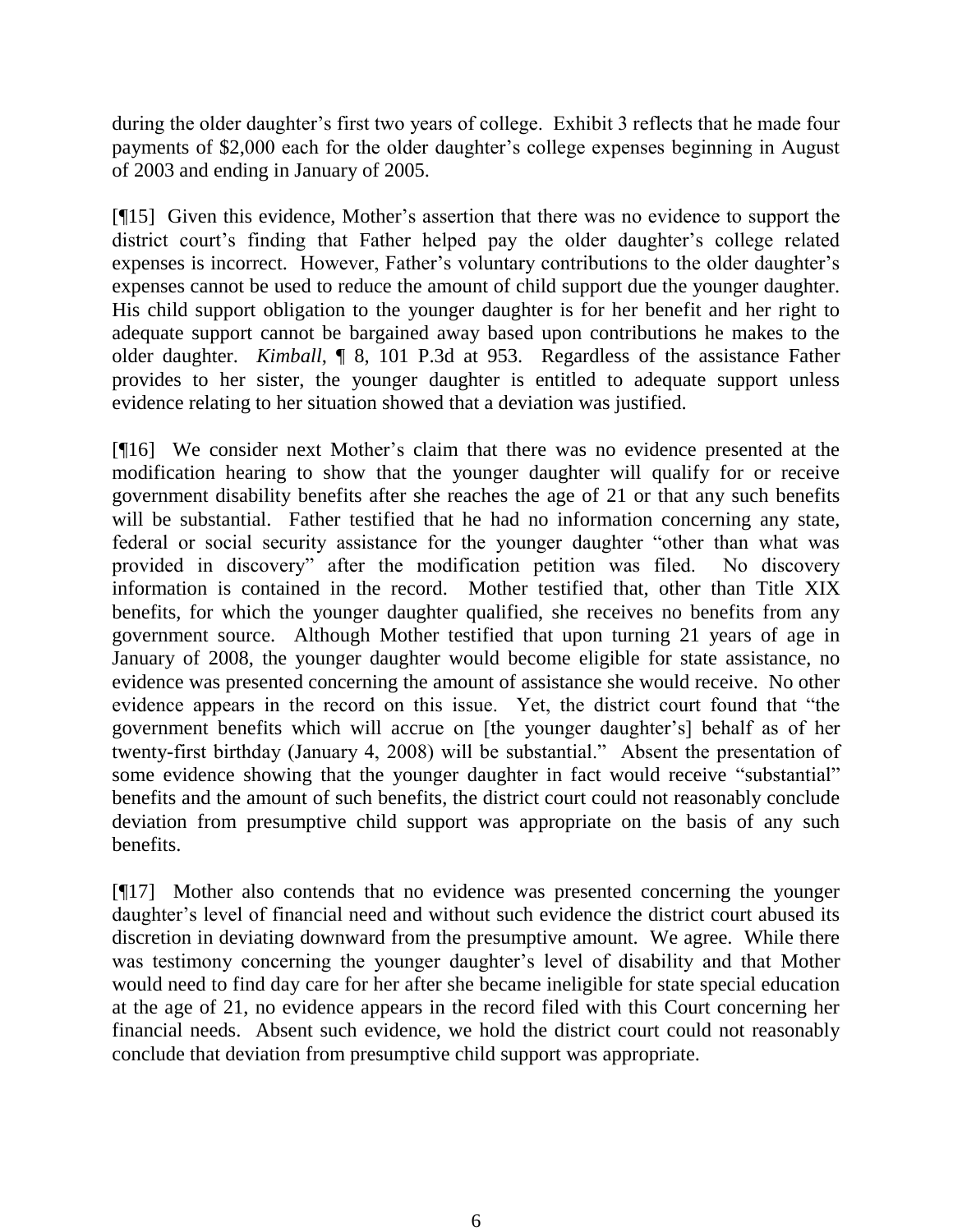during the older daughter's first two years of college. Exhibit 3 reflects that he made four payments of $2,000 each for the older daughter's college expenses beginning in August of 2003 and ending in January of 2005.

[¶15] Given this evidence, Mother's assertion that there was no evidence to support the district court's finding that Father helped pay the older daughter's college related expenses is incorrect. However, Father's voluntary contributions to the older daughter's expenses cannot be used to reduce the amount of child support due the younger daughter. His child support obligation to the younger daughter is for her benefit and her right to adequate support cannot be bargained away based upon contributions he makes to the older daughter. *Kimball*, ¶ 8, 101 P.3d at 953. Regardless of the assistance Father provides to her sister, the younger daughter is entitled to adequate support unless evidence relating to her situation showed that a deviation was justified.

[¶16] We consider next Mother's claim that there was no evidence presented at the modification hearing to show that the younger daughter will qualify for or receive government disability benefits after she reaches the age of 21 or that any such benefits will be substantial. Father testified that he had no information concerning any state, federal or social security assistance for the younger daughter "other than what was provided in discovery" after the modification petition was filed. No discovery information is contained in the record. Mother testified that, other than Title XIX benefits, for which the younger daughter qualified, she receives no benefits from any government source. Although Mother testified that upon turning 21 years of age in January of 2008, the younger daughter would become eligible for state assistance, no evidence was presented concerning the amount of assistance she would receive. No other evidence appears in the record on this issue. Yet, the district court found that "the government benefits which will accrue on [the younger daughter's] behalf as of her twenty-first birthday (January 4, 2008) will be substantial." Absent the presentation of some evidence showing that the younger daughter in fact would receive "substantial" benefits and the amount of such benefits, the district court could not reasonably conclude deviation from presumptive child support was appropriate on the basis of any such benefits.

[¶17] Mother also contends that no evidence was presented concerning the younger daughter's level of financial need and without such evidence the district court abused its discretion in deviating downward from the presumptive amount. We agree. While there was testimony concerning the younger daughter's level of disability and that Mother would need to find day care for her after she became ineligible for state special education at the age of 21, no evidence appears in the record filed with this Court concerning her financial needs. Absent such evidence, we hold the district court could not reasonably conclude that deviation from presumptive child support was appropriate.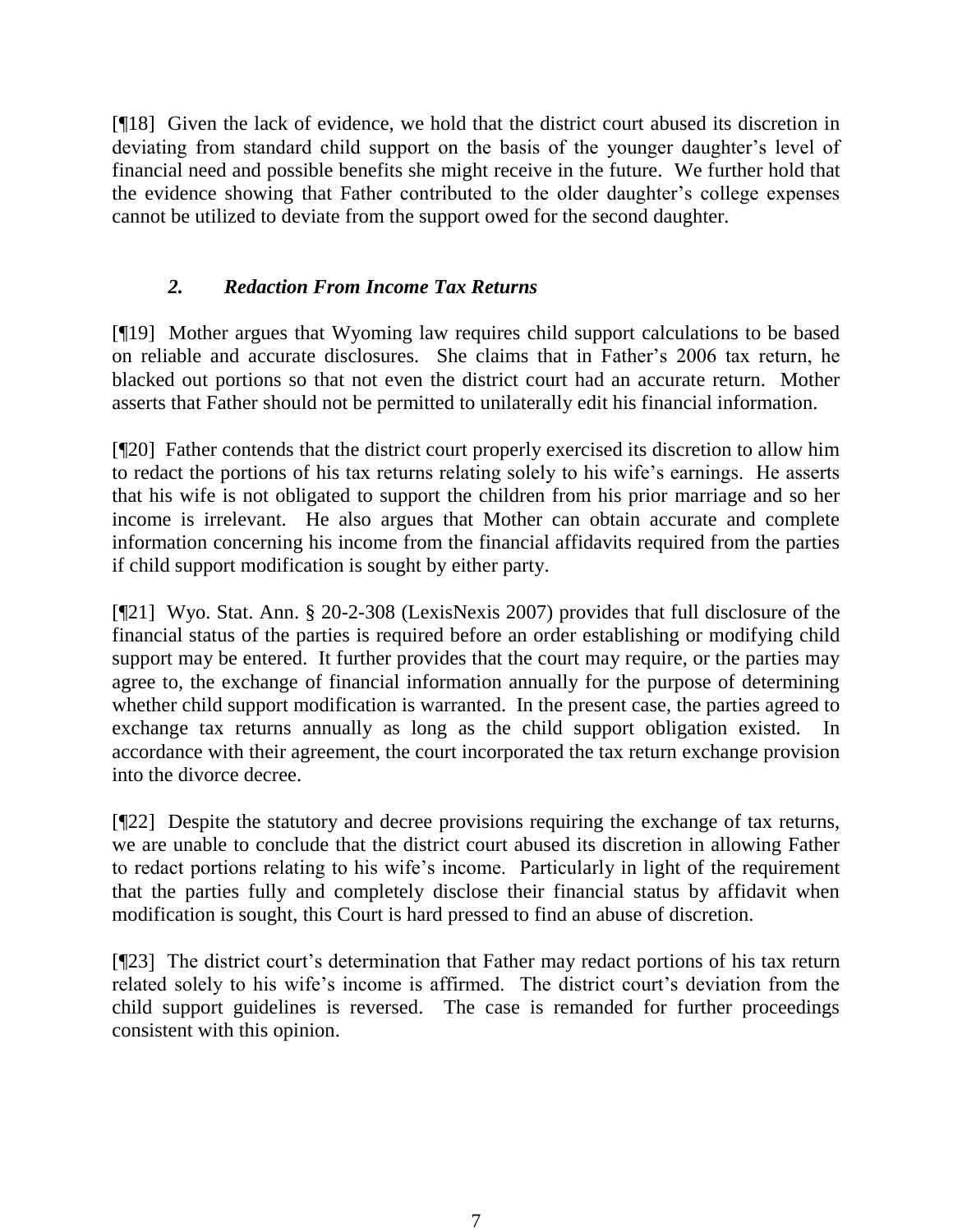[¶18] Given the lack of evidence, we hold that the district court abused its discretion in deviating from standard child support on the basis of the younger daughter's level of financial need and possible benefits she might receive in the future. We further hold that the evidence showing that Father contributed to the older daughter's college expenses cannot be utilized to deviate from the support owed for the second daughter.

### *2. Redaction From Income Tax Returns*

[¶19] Mother argues that Wyoming law requires child support calculations to be based on reliable and accurate disclosures. She claims that in Father's 2006 tax return, he blacked out portions so that not even the district court had an accurate return. Mother asserts that Father should not be permitted to unilaterally edit his financial information.

[¶20] Father contends that the district court properly exercised its discretion to allow him to redact the portions of his tax returns relating solely to his wife's earnings. He asserts that his wife is not obligated to support the children from his prior marriage and so her income is irrelevant. He also argues that Mother can obtain accurate and complete information concerning his income from the financial affidavits required from the parties if child support modification is sought by either party.

[¶21] Wyo. Stat. Ann. § 20-2-308 (LexisNexis 2007) provides that full disclosure of the financial status of the parties is required before an order establishing or modifying child support may be entered. It further provides that the court may require, or the parties may agree to, the exchange of financial information annually for the purpose of determining whether child support modification is warranted. In the present case, the parties agreed to exchange tax returns annually as long as the child support obligation existed. In accordance with their agreement, the court incorporated the tax return exchange provision into the divorce decree.

[¶22] Despite the statutory and decree provisions requiring the exchange of tax returns, we are unable to conclude that the district court abused its discretion in allowing Father to redact portions relating to his wife's income. Particularly in light of the requirement that the parties fully and completely disclose their financial status by affidavit when modification is sought, this Court is hard pressed to find an abuse of discretion.

[¶23] The district court's determination that Father may redact portions of his tax return related solely to his wife's income is affirmed. The district court's deviation from the child support guidelines is reversed. The case is remanded for further proceedings consistent with this opinion.